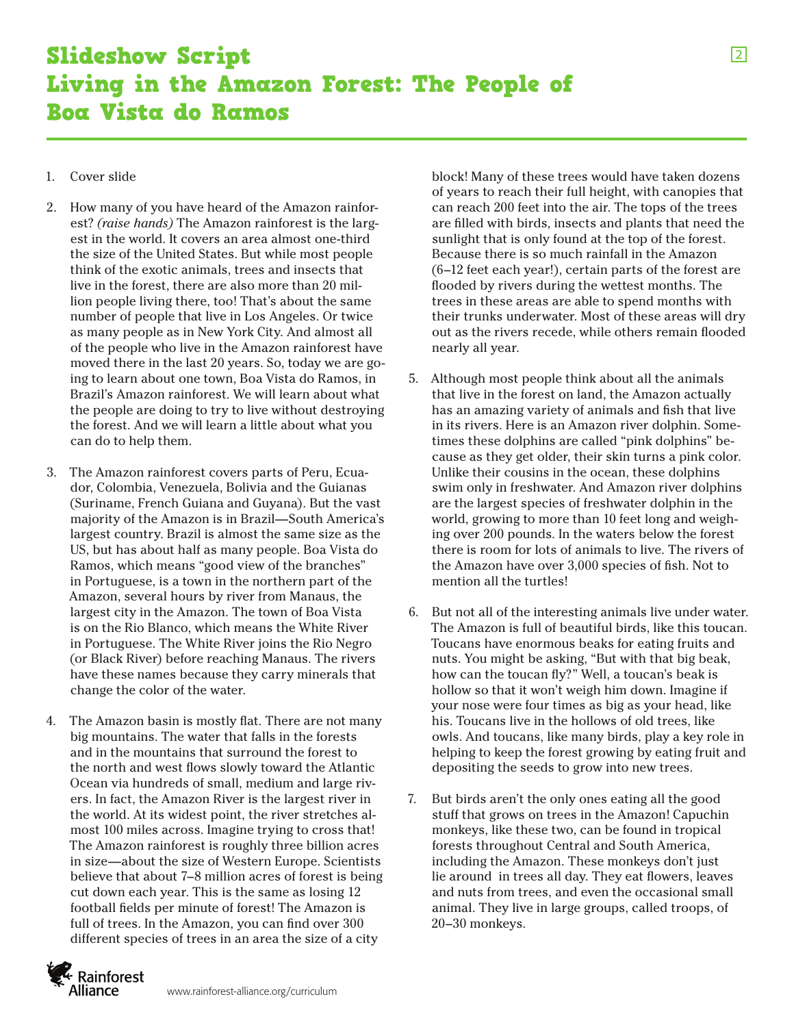# Slideshow Script
# Living in the Amazon Forest: The People of Boa Vista do Ramos

1. Cover slide

2. How many of you have heard of the Amazon rainforest? *(raise hands)* The Amazon rainforest is the largest in the world. It covers an area almost one-third the size of the United States. But while most people think of the exotic animals, trees and insects that live in the forest, there are also more than 20 million people living there, too! That's about the same number of people that live in Los Angeles. Or twice as many people as in New York City. And almost all of the people who live in the Amazon rainforest have moved there in the last 20 years. So, today we are going to learn about one town, Boa Vista do Ramos, in Brazil's Amazon rainforest. We will learn about what the people are doing to try to live without destroying the forest. And we will learn a little about what you can do to help them.

3. The Amazon rainforest covers parts of Peru, Ecuador, Colombia, Venezuela, Bolivia and the Guianas (Suriname, French Guiana and Guyana). But the vast majority of the Amazon is in Brazil—South America's largest country. Brazil is almost the same size as the US, but has about half as many people. Boa Vista do Ramos, which means "good view of the branches" in Portuguese, is a town in the northern part of the Amazon, several hours by river from Manaus, the largest city in the Amazon. The town of Boa Vista is on the Rio Blanco, which means the White River in Portuguese. The White River joins the Rio Negro (or Black River) before reaching Manaus. The rivers have these names because they carry minerals that change the color of the water.

4. The Amazon basin is mostly flat. There are not many big mountains. The water that falls in the forests and in the mountains that surround the forest to the north and west flows slowly toward the Atlantic Ocean via hundreds of small, medium and large rivers. In fact, the Amazon River is the largest river in the world. At its widest point, the river stretches almost 100 miles across. Imagine trying to cross that! The Amazon rainforest is roughly three billion acres in size—about the size of Western Europe. Scientists believe that about 7–8 million acres of forest is being cut down each year. This is the same as losing 12 football fields per minute of forest! The Amazon is full of trees. In the Amazon, you can find over 300 different species of trees in an area the size of a city block! Many of these trees would have taken dozens of years to reach their full height, with canopies that can reach 200 feet into the air. The tops of the trees are filled with birds, insects and plants that need the sunlight that is only found at the top of the forest. Because there is so much rainfall in the Amazon (6–12 feet each year!), certain parts of the forest are flooded by rivers during the wettest months. The trees in these areas are able to spend months with their trunks underwater. Most of these areas will dry out as the rivers recede, while others remain flooded nearly all year.

5. Although most people think about all the animals that live in the forest on land, the Amazon actually has an amazing variety of animals and fish that live in its rivers. Here is an Amazon river dolphin. Sometimes these dolphins are called "pink dolphins" because as they get older, their skin turns a pink color. Unlike their cousins in the ocean, these dolphins swim only in freshwater. And Amazon river dolphins are the largest species of freshwater dolphin in the world, growing to more than 10 feet long and weighing over 200 pounds. In the waters below the forest there is room for lots of animals to live. The rivers of the Amazon have over 3,000 species of fish. Not to mention all the turtles!

6. But not all of the interesting animals live under water. The Amazon is full of beautiful birds, like this toucan. Toucans have enormous beaks for eating fruits and nuts. You might be asking, "But with that big beak, how can the toucan fly?" Well, a toucan's beak is hollow so that it won't weigh him down. Imagine if your nose were four times as big as your head, like his. Toucans live in the hollows of old trees, like owls. And toucans, like many birds, play a key role in helping to keep the forest growing by eating fruit and depositing the seeds to grow into new trees.

7. But birds aren't the only ones eating all the good stuff that grows on trees in the Amazon! Capuchin monkeys, like these two, can be found in tropical forests throughout Central and South America, including the Amazon. These monkeys don't just lie around in trees all day. They eat flowers, leaves and nuts from trees, and even the occasional small animal. They live in large groups, called troops, of 20–30 monkeys.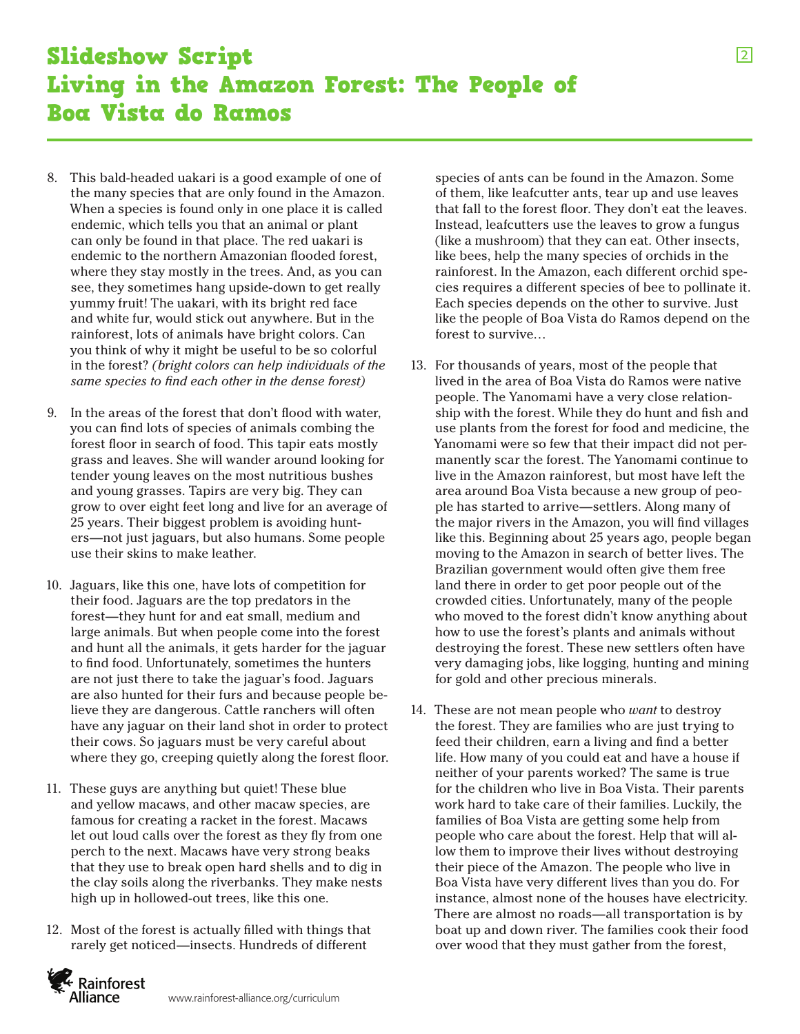# Slideshow Script
# Living in the Amazon Forest: The People of Boa Vista do Ramos

8. This bald-headed uakari is a good example of one of the many species that are only found in the Amazon. When a species is found only in one place it is called endemic, which tells you that an animal or plant can only be found in that place. The red uakari is endemic to the northern Amazonian flooded forest, where they stay mostly in the trees. And, as you can see, they sometimes hang upside-down to get really yummy fruit! The uakari, with its bright red face and white fur, would stick out anywhere. But in the rainforest, lots of animals have bright colors. Can you think of why it might be useful to be so colorful in the forest? *(bright colors can help individuals of the same species to find each other in the dense forest)*

9. In the areas of the forest that don't flood with water, you can find lots of species of animals combing the forest floor in search of food. This tapir eats mostly grass and leaves. She will wander around looking for tender young leaves on the most nutritious bushes and young grasses. Tapirs are very big. They can grow to over eight feet long and live for an average of 25 years. Their biggest problem is avoiding hunters—not just jaguars, but also humans. Some people use their skins to make leather.

10. Jaguars, like this one, have lots of competition for their food. Jaguars are the top predators in the forest—they hunt for and eat small, medium and large animals. But when people come into the forest and hunt all the animals, it gets harder for the jaguar to find food. Unfortunately, sometimes the hunters are not just there to take the jaguar's food. Jaguars are also hunted for their furs and because people believe they are dangerous. Cattle ranchers will often have any jaguar on their land shot in order to protect their cows. So jaguars must be very careful about where they go, creeping quietly along the forest floor.

11. These guys are anything but quiet! These blue and yellow macaws, and other macaw species, are famous for creating a racket in the forest. Macaws let out loud calls over the forest as they fly from one perch to the next. Macaws have very strong beaks that they use to break open hard shells and to dig in the clay soils along the riverbanks. They make nests high up in hollowed-out trees, like this one.

12. Most of the forest is actually filled with things that rarely get noticed—insects. Hundreds of different species of ants can be found in the Amazon. Some of them, like leafcutter ants, tear up and use leaves that fall to the forest floor. They don't eat the leaves. Instead, leafcutters use the leaves to grow a fungus (like a mushroom) that they can eat. Other insects, like bees, help the many species of orchids in the rainforest. In the Amazon, each different orchid species requires a different species of bee to pollinate it. Each species depends on the other to survive. Just like the people of Boa Vista do Ramos depend on the forest to survive…

13. For thousands of years, most of the people that lived in the area of Boa Vista do Ramos were native people. The Yanomami have a very close relationship with the forest. While they do hunt and fish and use plants from the forest for food and medicine, the Yanomami were so few that their impact did not permanently scar the forest. The Yanomami continue to live in the Amazon rainforest, but most have left the area around Boa Vista because a new group of people has started to arrive—settlers. Along many of the major rivers in the Amazon, you will find villages like this. Beginning about 25 years ago, people began moving to the Amazon in search of better lives. The Brazilian government would often give them free land there in order to get poor people out of the crowded cities. Unfortunately, many of the people who moved to the forest didn't know anything about how to use the forest's plants and animals without destroying the forest. These new settlers often have very damaging jobs, like logging, hunting and mining for gold and other precious minerals.

14. These are not mean people who *want* to destroy the forest. They are families who are just trying to feed their children, earn a living and find a better life. How many of you could eat and have a house if neither of your parents worked? The same is true for the children who live in Boa Vista. Their parents work hard to take care of their families. Luckily, the families of Boa Vista are getting some help from people who care about the forest. Help that will allow them to improve their lives without destroying their piece of the Amazon. The people who live in Boa Vista have very different lives than you do. For instance, almost none of the houses have electricity. There are almost no roads—all transportation is by boat up and down river. The families cook their food over wood that they must gather from the forest,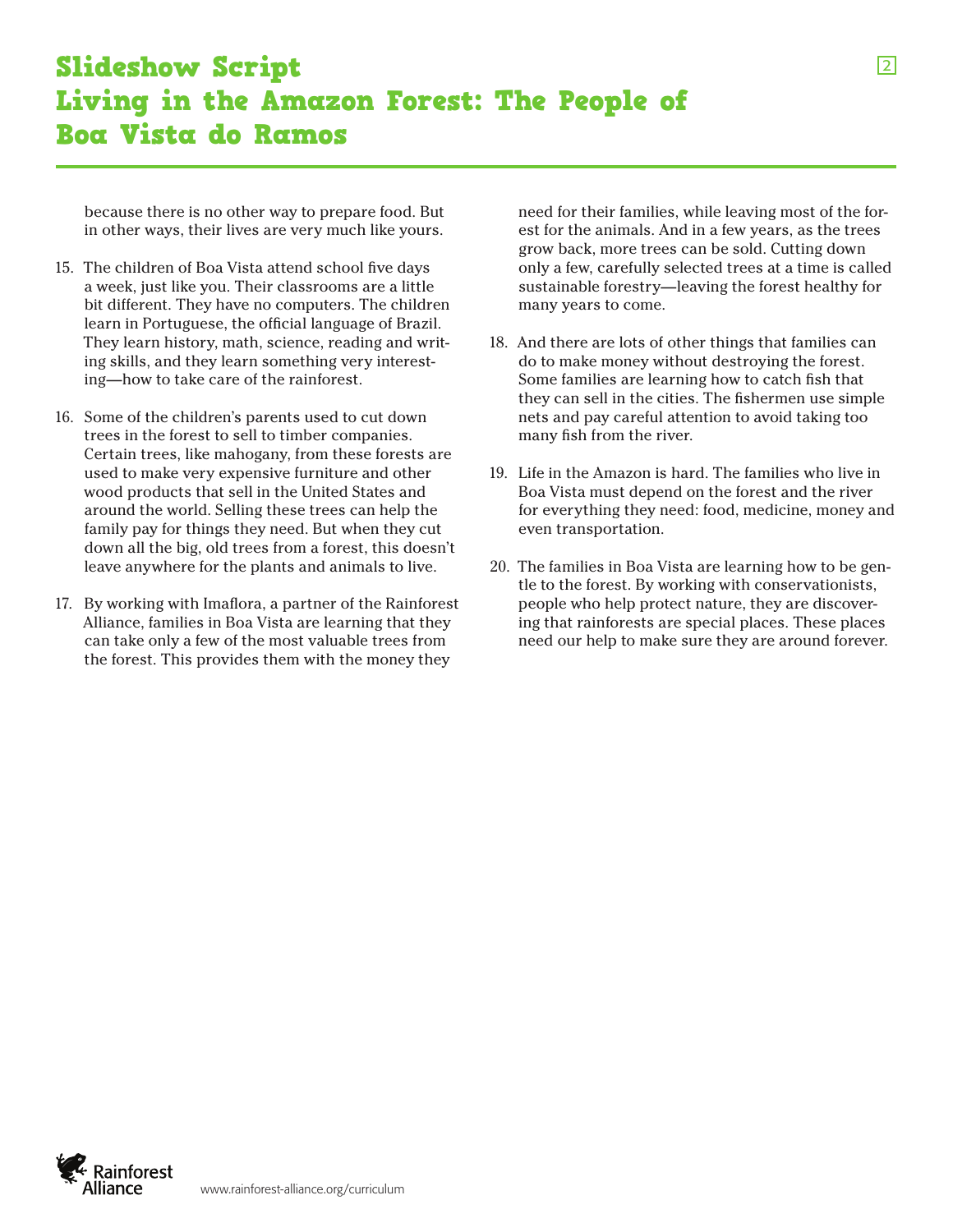because there is no other way to prepare food. But in other ways, their lives are very much like yours.

15. The children of Boa Vista attend school five days a week, just like you. Their classrooms are a little bit different. They have no computers. The children learn in Portuguese, the official language of Brazil. They learn history, math, science, reading and writing skills, and they learn something very interesting—how to take care of the rainforest.

16. Some of the children's parents used to cut down trees in the forest to sell to timber companies. Certain trees, like mahogany, from these forests are used to make very expensive furniture and other wood products that sell in the United States and around the world. Selling these trees can help the family pay for things they need. But when they cut down all the big, old trees from a forest, this doesn't leave anywhere for the plants and animals to live.

17. By working with Imaflora, a partner of the Rainforest Alliance, families in Boa Vista are learning that they can take only a few of the most valuable trees from the forest. This provides them with the money they need for their families, while leaving most of the forest for the animals. And in a few years, as the trees grow back, more trees can be sold. Cutting down only a few, carefully selected trees at a time is called sustainable forestry—leaving the forest healthy for many years to come.

18. And there are lots of other things that families can do to make money without destroying the forest. Some families are learning how to catch fish that they can sell in the cities. The fishermen use simple nets and pay careful attention to avoid taking too many fish from the river.

19. Life in the Amazon is hard. The families who live in Boa Vista must depend on the forest and the river for everything they need: food, medicine, money and even transportation.

20. The families in Boa Vista are learning how to be gentle to the forest. By working with conservationists, people who help protect nature, they are discovering that rainforests are special places. These places need our help to make sure they are around forever.